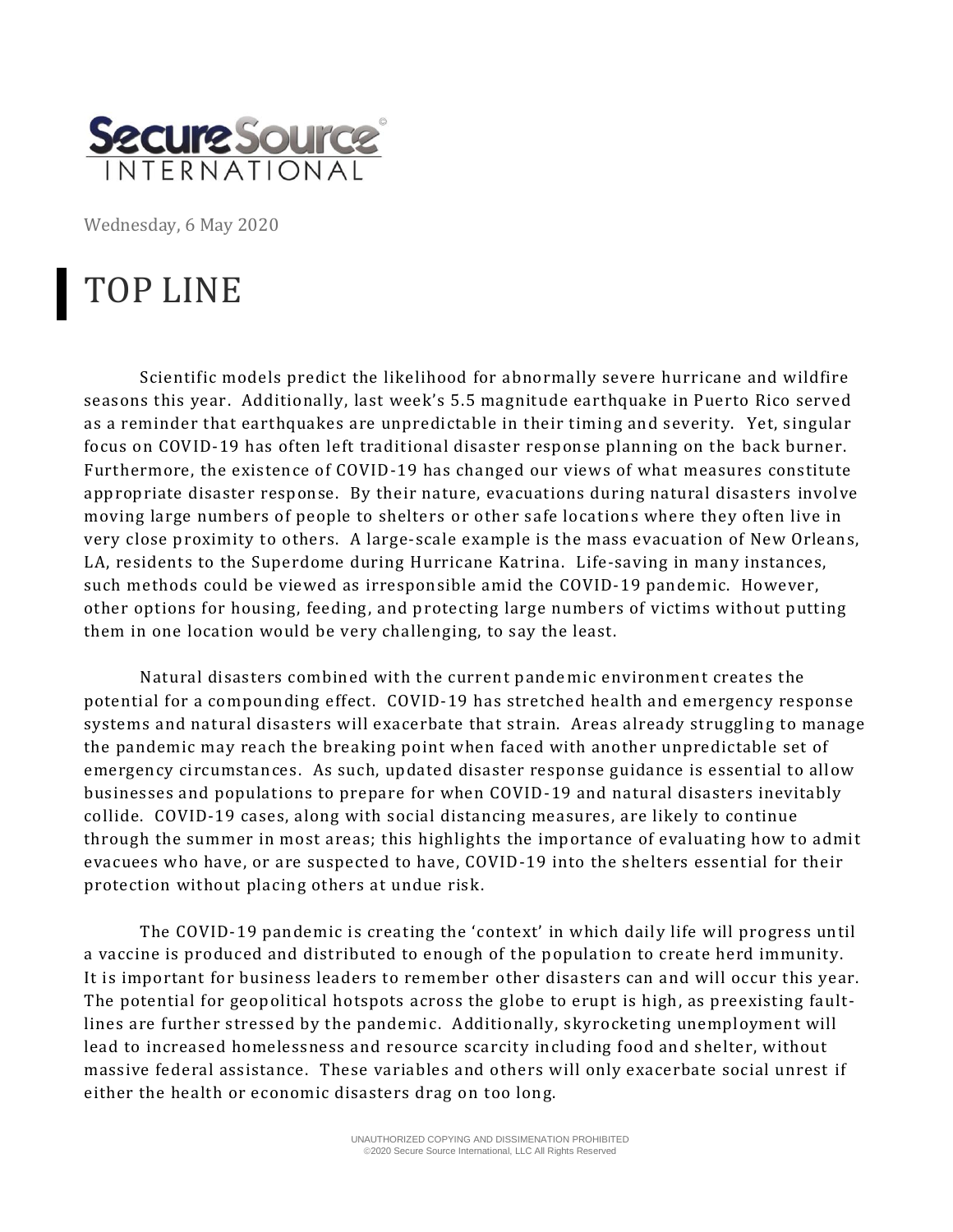Secure Source INTERNATIONAL

Wednesday, 6 May 2020

# TOP LINE

Scientific models predict the likelihood for abnormally severe hurricane and wildfire seasons this year. Additionally, last week's 5.5 magnitude earthquake in Puerto Rico served as a reminder that earthquakes are unpredictable in their timing and severity. Yet, singular focus on COVID-19 has often left traditional disaster response planning on the back burner. Furthermore, the existence of COVID-19 has changed our views of what measures constitute appropriate disaster response. By their nature, evacuations during natural disasters involve moving large numbers of people to shelters or other safe locations where they often live in very close proximity to others. A large-scale example is the mass evacuation of New Orleans, LA, residents to the Superdome during Hurricane Katrina. Life-saving in many instances, such methods could be viewed as irresponsible amid the COVID-19 pandemic. However, other options for housing, feeding, and protecting large numbers of victims without putting them in one location would be very challenging, to say the least.

Natural disasters combined with the current pandemic environment creates the potential for a compounding effect. COVID-19 has stretched health and emergency response systems and natural disasters will exacerbate that strain. Areas already struggling to manage the pandemic may reach the breaking point when faced with another unpredictable set of emergency circumstances. As such, updated disaster response guidance is essential to allow businesses and populations to prepare for when COVID-19 and natural disasters inevitably collide. COVID-19 cases, along with social distancing measures, are likely to continue through the summer in most areas; this highlights the importance of evaluating how to admit evacuees who have, or are suspected to have, COVID-19 into the shelters essential for their protection without placing others at undue risk.

The COVID-19 pandemic is creating the 'context' in which daily life will progress until a vaccine is produced and distributed to enough of the population to create herd immunity. It is important for business leaders to remember other disasters can and will occur this year. The potential for geopolitical hotspots across the globe to erupt is high, as preexisting fault-lines are further stressed by the pandemic. Additionally, skyrocketing unemployment will lead to increased homelessness and resource scarcity including food and shelter, without massive federal assistance. These variables and others will only exacerbate social unrest if either the health or economic disasters drag on too long.

UNAUTHORIZED COPYING AND DISSIMENATION PROHIBITED
©2020 Secure Source International, LLC All Rights Reserved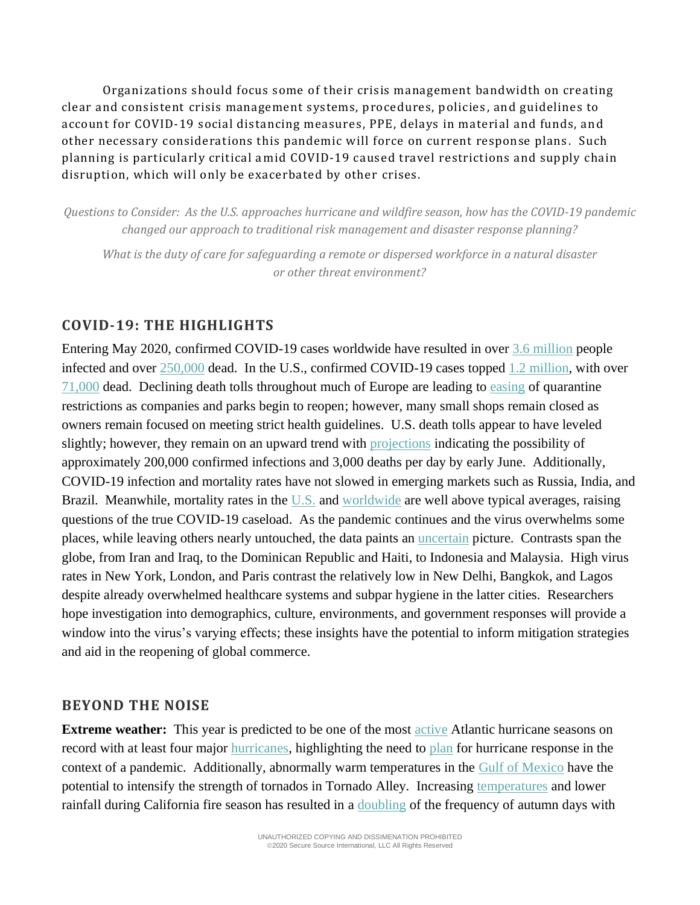Organizations should focus some of their crisis management bandwidth on creating clear and consistent crisis management systems, procedures, policies, and guidelines to account for COVID-19 social distancing measures, PPE, delays in material and funds, and other necessary considerations this pandemic will force on current response plans. Such planning is particularly critical amid COVID-19 caused travel restrictions and supply chain disruption, which will only be exacerbated by other crises.

*Questions to Consider: As the U.S. approaches hurricane and wildfire season, how has the COVID-19 pandemic changed our approach to traditional risk management and disaster response planning?*

*What is the duty of care for safeguarding a remote or dispersed workforce in a natural disaster or other threat environment?*

## COVID-19: THE HIGHLIGHTS

Entering May 2020, confirmed COVID-19 cases worldwide have resulted in over 3.6 million people infected and over 250,000 dead. In the U.S., confirmed COVID-19 cases topped 1.2 million, with over 71,000 dead. Declining death tolls throughout much of Europe are leading to easing of quarantine restrictions as companies and parks begin to reopen; however, many small shops remain closed as owners remain focused on meeting strict health guidelines. U.S. death tolls appear to have leveled slightly; however, they remain on an upward trend with projections indicating the possibility of approximately 200,000 confirmed infections and 3,000 deaths per day by early June. Additionally, COVID-19 infection and mortality rates have not slowed in emerging markets such as Russia, India, and Brazil. Meanwhile, mortality rates in the U.S. and worldwide are well above typical averages, raising questions of the true COVID-19 caseload. As the pandemic continues and the virus overwhelms some places, while leaving others nearly untouched, the data paints an uncertain picture. Contrasts span the globe, from Iran and Iraq, to the Dominican Republic and Haiti, to Indonesia and Malaysia. High virus rates in New York, London, and Paris contrast the relatively low in New Delhi, Bangkok, and Lagos despite already overwhelmed healthcare systems and subpar hygiene in the latter cities. Researchers hope investigation into demographics, culture, environments, and government responses will provide a window into the virus's varying effects; these insights have the potential to inform mitigation strategies and aid in the reopening of global commerce.

## BEYOND THE NOISE

**Extreme weather:** This year is predicted to be one of the most active Atlantic hurricane seasons on record with at least four major hurricanes, highlighting the need to plan for hurricane response in the context of a pandemic. Additionally, abnormally warm temperatures in the Gulf of Mexico have the potential to intensify the strength of tornados in Tornado Alley. Increasing temperatures and lower rainfall during California fire season has resulted in a doubling of the frequency of autumn days with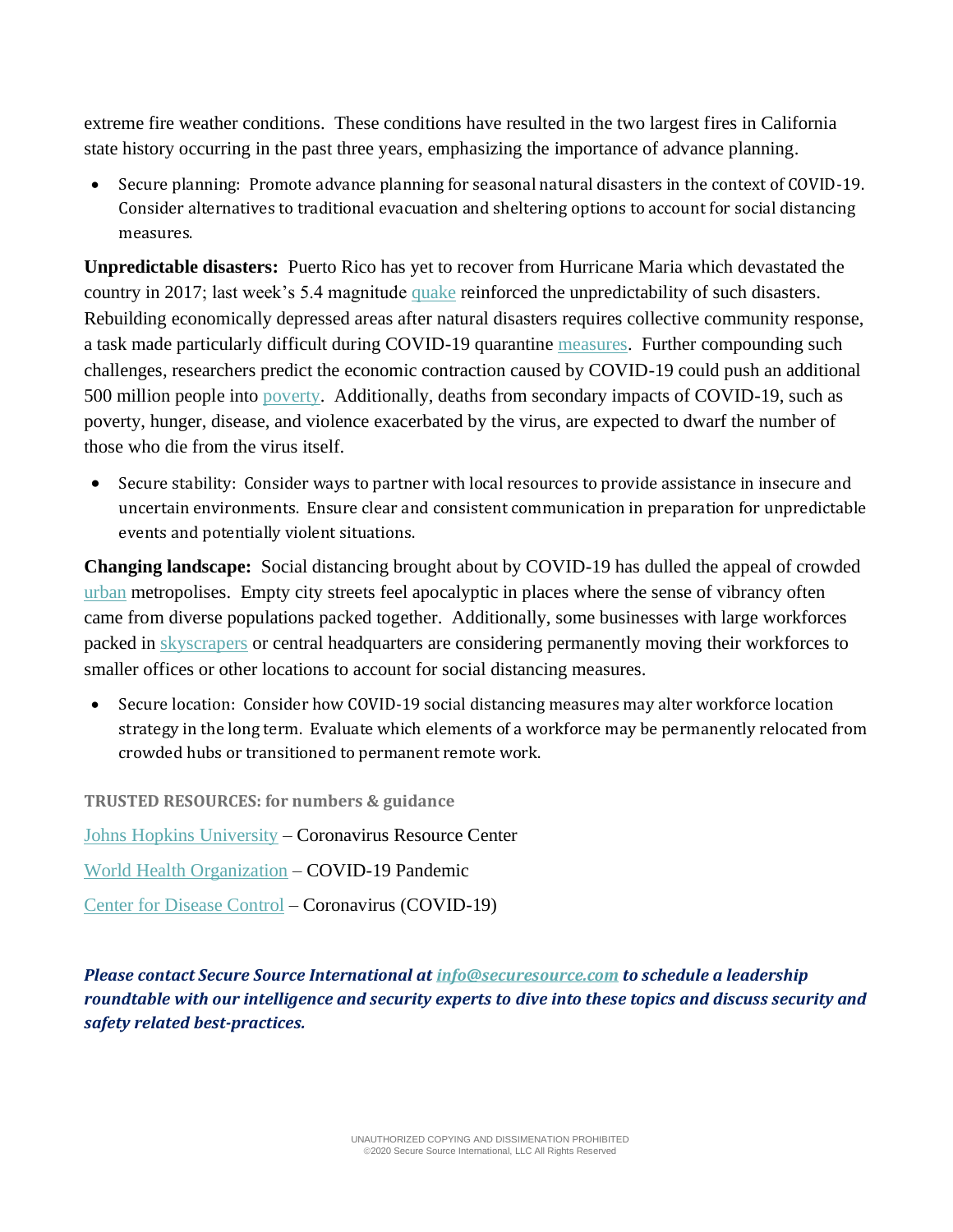extreme fire weather conditions. These conditions have resulted in the two largest fires in California state history occurring in the past three years, emphasizing the importance of advance planning.

- Secure planning: Promote advance planning for seasonal natural disasters in the context of COVID-19. Consider alternatives to traditional evacuation and sheltering options to account for social distancing measures.

**Unpredictable disasters:** Puerto Rico has yet to recover from Hurricane Maria which devastated the country in 2017; last week's 5.4 magnitude quake reinforced the unpredictability of such disasters. Rebuilding economically depressed areas after natural disasters requires collective community response, a task made particularly difficult during COVID-19 quarantine measures. Further compounding such challenges, researchers predict the economic contraction caused by COVID-19 could push an additional 500 million people into poverty. Additionally, deaths from secondary impacts of COVID-19, such as poverty, hunger, disease, and violence exacerbated by the virus, are expected to dwarf the number of those who die from the virus itself.

- Secure stability: Consider ways to partner with local resources to provide assistance in insecure and uncertain environments. Ensure clear and consistent communication in preparation for unpredictable events and potentially violent situations.

**Changing landscape:** Social distancing brought about by COVID-19 has dulled the appeal of crowded urban metropolises. Empty city streets feel apocalyptic in places where the sense of vibrancy often came from diverse populations packed together. Additionally, some businesses with large workforces packed in skyscrapers or central headquarters are considering permanently moving their workforces to smaller offices or other locations to account for social distancing measures.

- Secure location: Consider how COVID-19 social distancing measures may alter workforce location strategy in the long term. Evaluate which elements of a workforce may be permanently relocated from crowded hubs or transitioned to permanent remote work.

**TRUSTED RESOURCES: for numbers & guidance**

Johns Hopkins University – Coronavirus Resource Center

World Health Organization – COVID-19 Pandemic

Center for Disease Control – Coronavirus (COVID-19)

***Please contact Secure Source International at info@securesource.com to schedule a leadership roundtable with our intelligence and security experts to dive into these topics and discuss security and safety related best-practices.***

UNAUTHORIZED COPYING AND DISSIMENATION PROHIBITED
©2020 Secure Source International, LLC All Rights Reserved